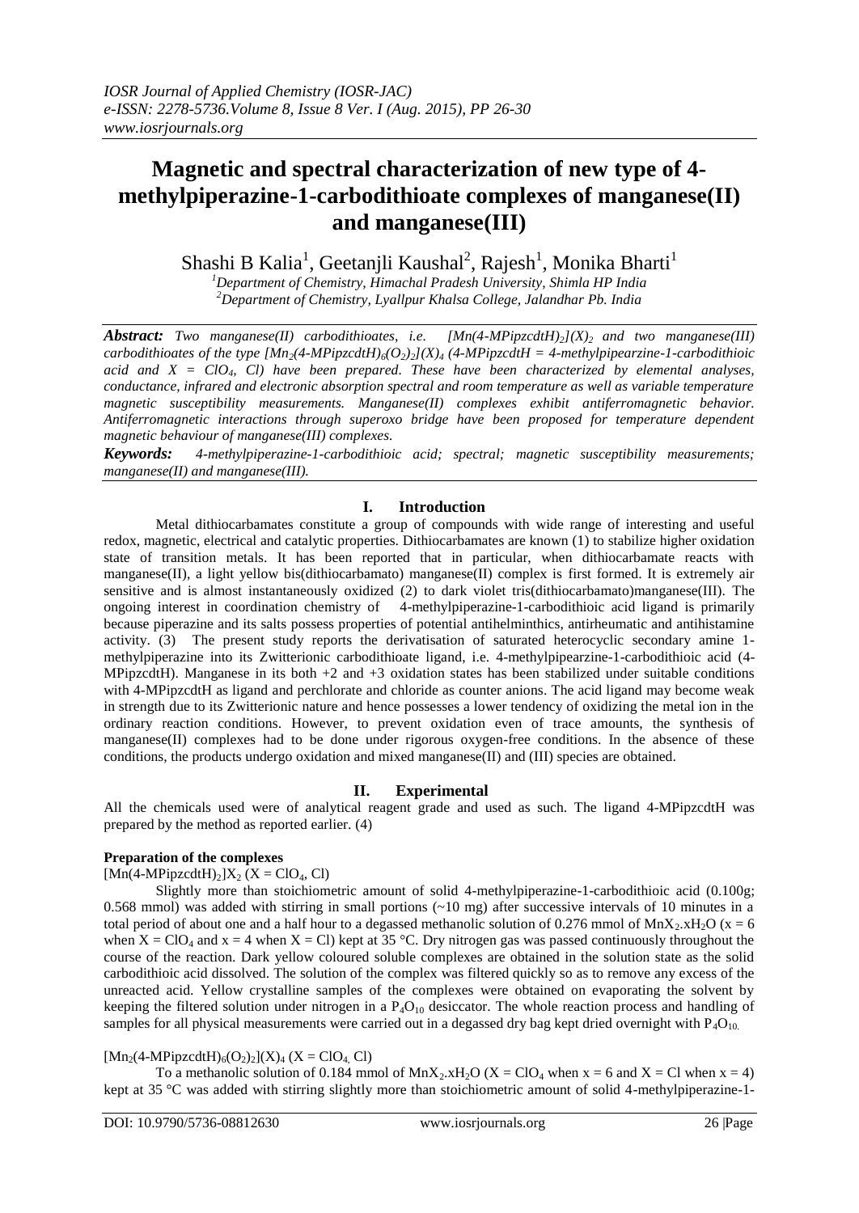# Magnetic and spectral characterization of new type of 4-methylpiperazine-1-carbodithioate complexes of manganese(II) and manganese(III)

Shashi B Kalia[1], Geetanjli Kaushal[2], Rajesh[1], Monika Bharti[1]

[1]Department of Chemistry, Himachal Pradesh University, Shimla HP India
[2]Department of Chemistry, Lyallpur Khalsa College, Jalandhar Pb. India

***Abstract:*** *Two manganese(II) carbodithioates, i.e. $[Mn(4\text{-}MPipzcdtH)_2](X)_2$ and two manganese(III) carbodithioates of the type $[Mn_2(4\text{-}MPipzcdtH)_6(O_2)_2](X)_4$ (4-MPipzcdtH = 4-methylpipearzine-1-carbodithioic acid and X = $ClO_4$, Cl) have been prepared. These have been characterized by elemental analyses, conductance, infrared and electronic absorption spectral and room temperature as well as variable temperature magnetic susceptibility measurements. Manganese(II) complexes exhibit antiferromagnetic behavior. Antiferromagnetic interactions through superoxo bridge have been proposed for temperature dependent magnetic behaviour of manganese(III) complexes.*

***Keywords:*** *4-methylpiperazine-1-carbodithioic acid; spectral; magnetic susceptibility measurements; manganese(II) and manganese(III).*

## I. Introduction

Metal dithiocarbamates constitute a group of compounds with wide range of interesting and useful redox, magnetic, electrical and catalytic properties. Dithiocarbamates are known (1) to stabilize higher oxidation state of transition metals. It has been reported that in particular, when dithiocarbamate reacts with manganese(II), a light yellow bis(dithiocarbamato) manganese(II) complex is first formed. It is extremely air sensitive and is almost instantaneously oxidized (2) to dark violet tris(dithiocarbamato)manganese(III). The ongoing interest in coordination chemistry of 4-methylpiperazine-1-carbodithioic acid ligand is primarily because piperazine and its salts possess properties of potential antihelminthics, antirheumatic and antihistamine activity. (3) The present study reports the derivatisation of saturated heterocyclic secondary amine 1-methylpiperazine into its Zwitterionic carbodithioate ligand, i.e. 4-methylpipearzine-1-carbodithioic acid (4-MPipzcdtH). Manganese in its both +2 and +3 oxidation states has been stabilized under suitable conditions with 4-MPipzcdtH as ligand and perchlorate and chloride as counter anions. The acid ligand may become weak in strength due to its Zwitterionic nature and hence possesses a lower tendency of oxidizing the metal ion in the ordinary reaction conditions. However, to prevent oxidation even of trace amounts, the synthesis of manganese(II) complexes had to be done under rigorous oxygen-free conditions. In the absence of these conditions, the products undergo oxidation and mixed manganese(II) and (III) species are obtained.

## II. Experimental

All the chemicals used were of analytical reagent grade and used as such. The ligand 4-MPipzcdtH was prepared by the method as reported earlier. (4)

**Preparation of the complexes**

$[Mn(4\text{-}MPipzcdtH)_2]X_2$ (X = $ClO_4$, Cl)

Slightly more than stoichiometric amount of solid 4-methylpiperazine-1-carbodithioic acid (0.100g; 0.568 mmol) was added with stirring in small portions (~10 mg) after successive intervals of 10 minutes in a total period of about one and a half hour to a degassed methanolic solution of 0.276 mmol of $MnX_2.xH_2O$ (x = 6 when X = $ClO_4$ and x = 4 when X = Cl) kept at 35 °C. Dry nitrogen gas was passed continuously throughout the course of the reaction. Dark yellow coloured soluble complexes are obtained in the solution state as the solid carbodithioic acid dissolved. The solution of the complex was filtered quickly so as to remove any excess of the unreacted acid. Yellow crystalline samples of the complexes were obtained on evaporating the solvent by keeping the filtered solution under nitrogen in a $P_4O_{10}$ desiccator. The whole reaction process and handling of samples for all physical measurements were carried out in a degassed dry bag kept dried overnight with $P_4O_{10}$.

$[Mn_2(4\text{-}MPipzcdtH)_6(O_2)_2](X)_4$ (X = $ClO_4$, Cl)

To a methanolic solution of 0.184 mmol of $MnX_2.xH_2O$ (X = $ClO_4$ when x = 6 and X = Cl when x = 4) kept at 35 °C was added with stirring slightly more than stoichiometric amount of solid 4-methylpiperazine-1-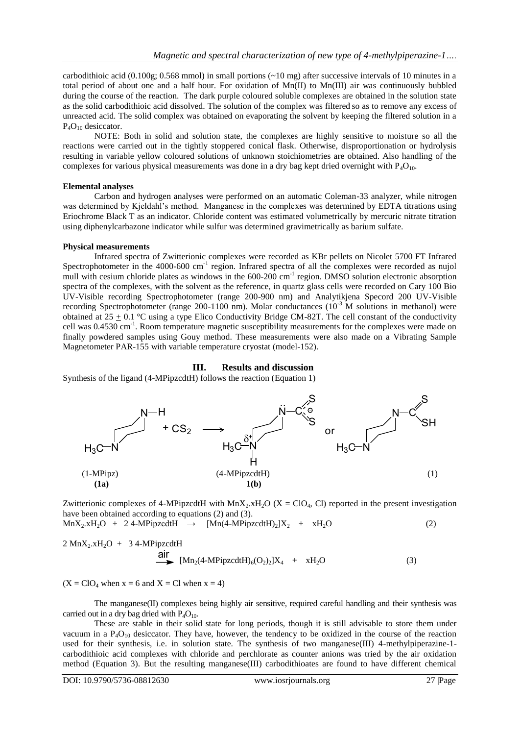carbodithioic acid (0.100g; 0.568 mmol) in small portions (~10 mg) after successive intervals of 10 minutes in a total period of about one and a half hour. For oxidation of Mn(II) to Mn(III) air was continuously bubbled during the course of the reaction. The dark purple coloured soluble complexes are obtained in the solution state as the solid carbodithioic acid dissolved. The solution of the complex was filtered so as to remove any excess of unreacted acid. The solid complex was obtained on evaporating the solvent by keeping the filtered solution in a $P_4O_{10}$ desiccator.

NOTE: Both in solid and solution state, the complexes are highly sensitive to moisture so all the reactions were carried out in the tightly stoppered conical flask. Otherwise, disproportionation or hydrolysis resulting in variable yellow coloured solutions of unknown stoichiometries are obtained. Also handling of the complexes for various physical measurements was done in a dry bag kept dried overnight with $P_4O_{10}$.

**Elemental analyses**

Carbon and hydrogen analyses were performed on an automatic Coleman-33 analyzer, while nitrogen was determined by Kjeldahl's method. Manganese in the complexes was determined by EDTA titrations using Eriochrome Black T as an indicator. Chloride content was estimated volumetrically by mercuric nitrate titration using diphenylcarbazone indicator while sulfur was determined gravimetrically as barium sulfate.

**Physical measurements**

Infrared spectra of Zwitterionic complexes were recorded as KBr pellets on Nicolet 5700 FT Infrared Spectrophotometer in the 4000-600 $cm^{-1}$ region. Infrared spectra of all the complexes were recorded as nujol mull with cesium chloride plates as windows in the 600-200 $cm^{-1}$ region. DMSO solution electronic absorption spectra of the complexes, with the solvent as the reference, in quartz glass cells were recorded on Cary 100 Bio UV-Visible recording Spectrophotometer (range 200-900 nm) and Analytikjena Specord 200 UV-Visible recording Spectrophotometer (range 200-1100 nm). Molar conductances ($10^{-3}$ M solutions in methanol) were obtained at 25 $\pm$ 0.1 °C using a type Elico Conductivity Bridge CM-82T. The cell constant of the conductivity cell was 0.4530 $cm^{-1}$. Room temperature magnetic susceptibility measurements for the complexes were made on finally powdered samples using Gouy method. These measurements were also made on a Vibrating Sample Magnetometer PAR-155 with variable temperature cryostat (model-152).

## III. Results and discussion

Synthesis of the ligand (4-MPipzcdtH) follows the reaction (Equation 1)

(1-MPipz) **(1a)** + $CS_2$ ⟶ (4-MPipzcdtH) **1(b)** (1)

Zwitterionic complexes of 4-MPipzcdtH with $MnX_2.xH_2O$ (X = $ClO_4$, Cl) reported in the present investigation have been obtained according to equations (2) and (3).

$$MnX_2.xH_2O \ + \ 2\ 4\text{-MPipzcdtH} \ \rightarrow \ [Mn(4\text{-MPipzcdtH})_2]X_2 \ + \ xH_2O \qquad (2)$$

$$2\ MnX_2.xH_2O \ + \ 3\ 4\text{-MPipzcdtH} \xrightarrow{air} [Mn_2(4\text{-MPipzcdtH})_6(O_2)_2]X_4 \ + \ xH_2O \qquad (3)$$

(X = $ClO_4$ when x = 6 and X = Cl when x = 4)

The manganese(II) complexes being highly air sensitive, required careful handling and their synthesis was carried out in a dry bag dried with $P_4O_{10}$.

These are stable in their solid state for long periods, though it is still advisable to store them under vacuum in a $P_4O_{10}$ desiccator. They have, however, the tendency to be oxidized in the course of the reaction used for their synthesis, i.e. in solution state. The synthesis of two manganese(III) 4-methylpiperazine-1-carbodithioic acid complexes with chloride and perchlorate as counter anions was tried by the air oxidation method (Equation 3). But the resulting manganese(III) carbodithioates are found to have different chemical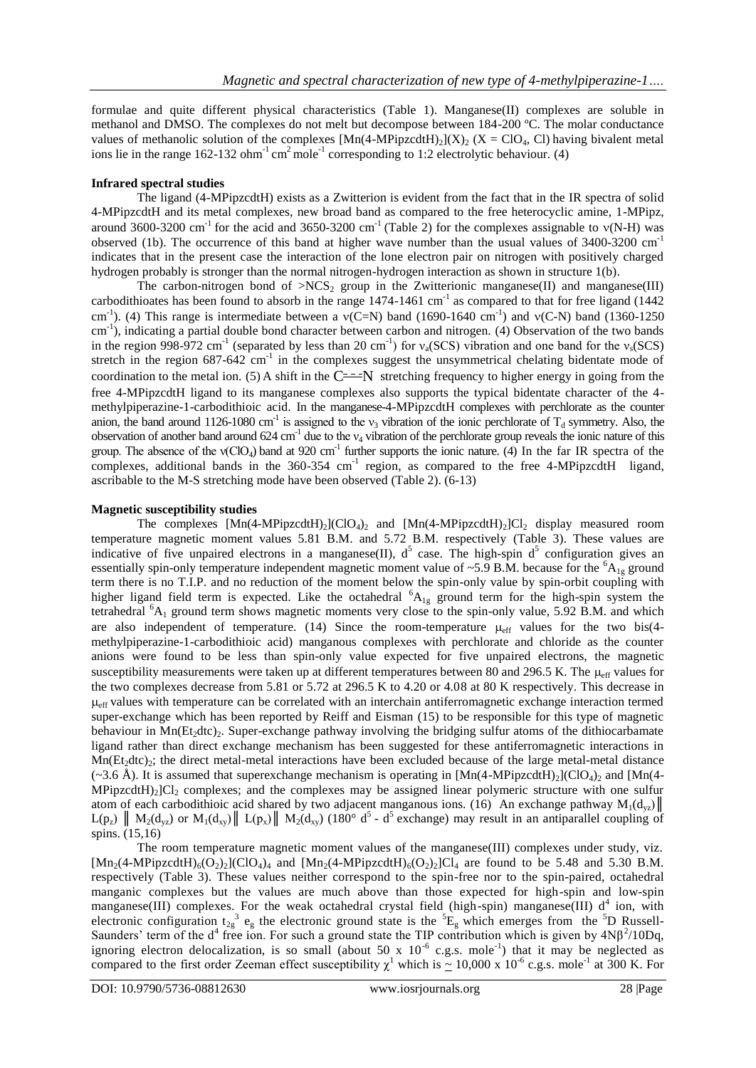formulae and quite different physical characteristics (Table 1). Manganese(II) complexes are soluble in methanol and DMSO. The complexes do not melt but decompose between 184-200 ºC. The molar conductance values of methanolic solution of the complexes $[Mn(4\text{-}MPipzcdtH)_2](X)_2$ (X = $ClO_4$, Cl) having bivalent metal ions lie in the range 162-132 $ohm^{-1}$ $cm^2$ $mole^{-1}$ corresponding to 1:2 electrolytic behaviour. (4)

### Infrared spectral studies

The ligand (4-MPipzcdtH) exists as a Zwitterion is evident from the fact that in the IR spectra of solid 4-MPipzcdtH and its metal complexes, new broad band as compared to the free heterocyclic amine, 1-MPipz, around 3600-3200 $cm^{-1}$ for the acid and 3650-3200 $cm^{-1}$ (Table 2) for the complexes assignable to $\nu$(N-H) was observed (1b). The occurrence of this band at higher wave number than the usual values of 3400-3200 $cm^{-1}$ indicates that in the present case the interaction of the lone electron pair on nitrogen with positively charged hydrogen probably is stronger than the normal nitrogen-hydrogen interaction as shown in structure 1(b).

The carbon-nitrogen bond of $>NCS_2$ group in the Zwitterionic manganese(II) and manganese(III) carbodithioates has been found to absorb in the range 1474-1461 $cm^{-1}$ as compared to that for free ligand (1442 $cm^{-1}$). (4) This range is intermediate between a $\nu$(C=N) band (1690-1640 $cm^{-1}$) and $\nu$(C-N) band (1360-1250 $cm^{-1}$), indicating a partial double bond character between carbon and nitrogen. (4) Observation of the two bands in the region 998-972 $cm^{-1}$ (separated by less than 20 $cm^{-1}$) for $\nu_a$(SCS) vibration and one band for the $\nu_s$(SCS) stretch in the region 687-642 $cm^{-1}$ in the complexes suggest the unsymmetrical chelating bidentate mode of coordination to the metal ion. (5) A shift in the C$\overset{---}{}$N stretching frequency to higher energy in going from the free 4-MPipzcdtH ligand to its manganese complexes also supports the typical bidentate character of the 4-methylpiperazine-1-carbodithioic acid. In the manganese-4-MPipzcdtH complexes with perchlorate as the counter anion, the band around 1126-1080 $cm^{-1}$ is assigned to the $\nu_3$ vibration of the ionic perchlorate of $T_d$ symmetry. Also, the observation of another band around 624 $cm^{-1}$ due to the $\nu_4$ vibration of the perchlorate group reveals the ionic nature of this group. The absence of the $\nu(ClO_4)$ band at 920 $cm^{-1}$ further supports the ionic nature. (4) In the far IR spectra of the complexes, additional bands in the 360-354 $cm^{-1}$ region, as compared to the free 4-MPipzcdtH ligand, ascribable to the M-S stretching mode have been observed (Table 2). (6-13)

### Magnetic susceptibility studies

The complexes $[Mn(4\text{-}MPipzcdtH)_2](ClO_4)_2$ and $[Mn(4\text{-}MPipzcdtH)_2]Cl_2$ display measured room temperature magnetic moment values 5.81 B.M. and 5.72 B.M. respectively (Table 3). These values are indicative of five unpaired electrons in a manganese(II), $d^5$ case. The high-spin $d^5$ configuration gives an essentially spin-only temperature independent magnetic moment value of ~5.9 B.M. because for the $^6A_{1g}$ ground term there is no T.I.P. and no reduction of the moment below the spin-only value by spin-orbit coupling with higher ligand field term is expected. Like the octahedral $^6A_{1g}$ ground term for the high-spin system the tetrahedral $^6A_1$ ground term shows magnetic moments very close to the spin-only value, 5.92 B.M. and which are also independent of temperature. (14) Since the room-temperature $\mu_{eff}$ values for the two bis(4-methylpiperazine-1-carbodithioic acid) manganous complexes with perchlorate and chloride as the counter anions were found to be less than spin-only value expected for five unpaired electrons, the magnetic susceptibility measurements were taken up at different temperatures between 80 and 296.5 K. The $\mu_{eff}$ values for the two complexes decrease from 5.81 or 5.72 at 296.5 K to 4.20 or 4.08 at 80 K respectively. This decrease in $\mu_{eff}$ values with temperature can be correlated with an interchain antiferromagnetic exchange interaction termed super-exchange which has been reported by Reiff and Eisman (15) to be responsible for this type of magnetic behaviour in $Mn(Et_2dtc)_2$. Super-exchange pathway involving the bridging sulfur atoms of the dithiocarbamate ligand rather than direct exchange mechanism has been suggested for these antiferromagnetic interactions in $Mn(Et_2dtc)_2$; the direct metal-metal interactions have been excluded because of the large metal-metal distance (~3.6 Å). It is assumed that superexchange mechanism is operating in $[Mn(4\text{-}MPipzcdtH)_2](ClO_4)_2$ and $[Mn(4\text{-}MPipzcdtH)_2]Cl_2$ complexes; and the complexes may be assigned linear polymeric structure with one sulfur atom of each carbodithioic acid shared by two adjacent manganous ions. (16) An exchange pathway $M_1(d_{yz})$ ‖ $L(p_z)$ ‖ $M_2(d_{yz})$ or $M_1(d_{xy})$ ‖ $L(p_x)$ ‖ $M_2(d_{xy})$ (180° $d^5$ - $d^5$ exchange) may result in an antiparallel coupling of spins. (15,16)

The room temperature magnetic moment values of the manganese(III) complexes under study, viz. $[Mn_2(4\text{-}MPipzcdtH)_6(O_2)_2](ClO_4)_4$ and $[Mn_2(4\text{-}MPipzcdtH)_6(O_2)_2]Cl_4$ are found to be 5.48 and 5.30 B.M. respectively (Table 3). These values neither correspond to the spin-free nor to the spin-paired, octahedral manganic complexes but the values are much above than those expected for high-spin and low-spin manganese(III) complexes. For the weak octahedral crystal field (high-spin) manganese(III) $d^4$ ion, with electronic configuration $t_{2g}^3$ $e_g$ the electronic ground state is the $^5E_g$ which emerges from the $^5D$ Russell-Saunders' term of the $d^4$ free ion. For such a ground state the TIP contribution which is given by $4N\beta^2/10Dq$, ignoring electron delocalization, is so small (about 50 x $10^{-6}$ c.g.s. $mole^{-1}$) that it may be neglected as compared to the first order Zeeman effect susceptibility $\chi^1$ which is $\simeq$ 10,000 x $10^{-6}$ c.g.s. $mole^{-1}$ at 300 K. For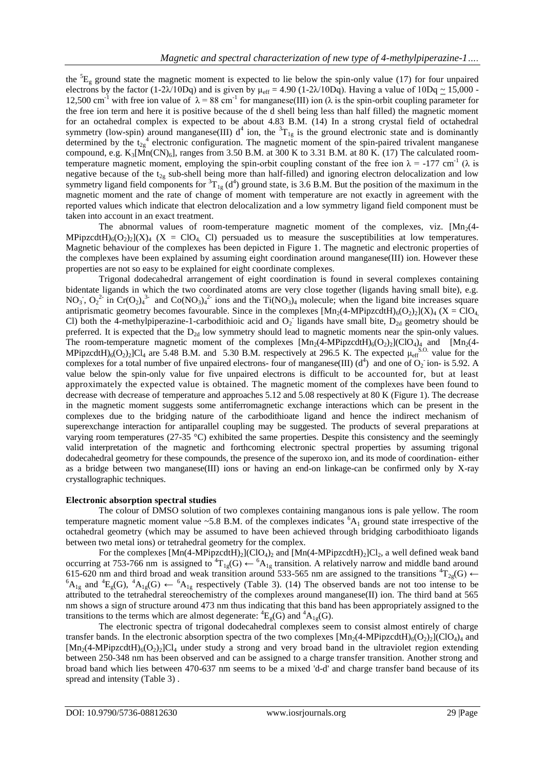the $^5E_g$ ground state the magnetic moment is expected to lie below the spin-only value (17) for four unpaired electrons by the factor $(1\text{-}2\lambda/10Dq)$ and is given by $\mu_{eff} = 4.90\ (1\text{-}2\lambda/10Dq)$. Having a value of $10Dq \simeq 15{,}000$ - 12,500 $cm^{-1}$ with free ion value of $\lambda = 88\ cm^{-1}$ for manganese(III) ion ($\lambda$ is the spin-orbit coupling parameter for the free ion term and here it is positive because of the d shell being less than half filled) the magnetic moment for an octahedral complex is expected to be about 4.83 B.M. (14) In a strong crystal field of octahedral symmetry (low-spin) around manganese(III) $d^4$ ion, the $^3T_{1g}$ is the ground electronic state and is dominantly determined by the $t_{2g}^4$ electronic configuration. The magnetic moment of the spin-paired trivalent manganese compound, e.g. $K_3[Mn(CN)_6]$, ranges from 3.50 B.M. at 300 K to 3.31 B.M. at 80 K. (17) The calculated room-temperature magnetic moment, employing the spin-orbit coupling constant of the free ion $\lambda = -177\ cm^{-1}$ ($\lambda$ is negative because of the $t_{2g}$ sub-shell being more than half-filled) and ignoring electron delocalization and low symmetry ligand field components for $^3T_{1g}$ ($d^4$) ground state, is 3.6 B.M. But the position of the maximum in the magnetic moment and the rate of change of moment with temperature are not exactly in agreement with the reported values which indicate that electron delocalization and a low symmetry ligand field component must be taken into account in an exact treatment.

The abnormal values of room-temperature magnetic moment of the complexes, viz. $[Mn_2(4\text{-}MPipzcdtH)_6(O_2)_2](X)_4$ ($X = ClO_4$, Cl) persuaded us to measure the susceptibilities at low temperatures. Magnetic behaviour of the complexes has been depicted in Figure 1. The magnetic and electronic properties of the complexes have been explained by assuming eight coordination around manganese(III) ion. However these properties are not so easy to be explained for eight coordinate complexes.

Trigonal dodecahedral arrangement of eight coordination is found in several complexes containing bidentate ligands in which the two coordinated atoms are very close together (ligands having small bite), e.g. $NO_3^-$, $O_2^{2-}$ in $Cr(O_2)_4^{3-}$ and $Co(NO_3)_4^{2-}$ ions and the $Ti(NO_3)_4$ molecule; when the ligand bite increases square antiprismatic geometry becomes favourable. Since in the complexes $[Mn_2(4\text{-}MPipzcdtH)_6(O_2)_2](X)_4$ ($X = ClO_4$, Cl) both the 4-methylpiperazine-1-carbodithioic acid and $O_2^-$ ligands have small bite, $D_{2d}$ geometry should be preferred. It is expected that the $D_{2d}$ low symmetry should lead to magnetic moments near the spin-only values. The room-temperature magnetic moment of the complexes $[Mn_2(4\text{-}MPipzcdtH)_6(O_2)_2](ClO_4)_4$ and $[Mn_2(4\text{-}MPipzcdtH)_6(O_2)_2]Cl_4$ are 5.48 B.M. and 5.30 B.M. respectively at 296.5 K. The expected $\mu_{eff}^{S.O.}$ value for the complexes for a total number of five unpaired electrons- four of manganese(III) ($d^4$) and one of $O_2^-$ ion- is 5.92. A value below the spin-only value for five unpaired electrons is difficult to be accounted for, but at least approximately the expected value is obtained. The magnetic moment of the complexes have been found to decrease with decrease of temperature and approaches 5.12 and 5.08 respectively at 80 K (Figure 1). The decrease in the magnetic moment suggests some antiferromagnetic exchange interactions which can be present in the complexes due to the bridging nature of the carbodithioate ligand and hence the indirect mechanism of superexchange interaction for antiparallel coupling may be suggested. The products of several preparations at varying room temperatures (27-35 °C) exhibited the same properties. Despite this consistency and the seemingly valid interpretation of the magnetic and forthcoming electronic spectral properties by assuming trigonal dodecahedral geometry for these compounds, the presence of the superoxo ion, and its mode of coordination- either as a bridge between two manganese(III) ions or having an end-on linkage-can be confirmed only by X-ray crystallographic techniques.

**Electronic absorption spectral studies**

The colour of DMSO solution of two complexes containing manganous ions is pale yellow. The room temperature magnetic moment value ~5.8 B.M. of the complexes indicates $^6A_1$ ground state irrespective of the octahedral geometry (which may be assumed to have been achieved through bridging carbodithioato ligands between two metal ions) or tetrahedral geometry for the complex.

For the complexes $[Mn(4\text{-}MPipzcdtH)_2](ClO_4)_2$ and $[Mn(4\text{-}MPipzcdtH)_2]Cl_2$, a well defined weak band occurring at 753-766 nm is assigned to $^4T_{1g}(G) \leftarrow {}^6A_{1g}$ transition. A relatively narrow and middle band around 615-620 nm and third broad and weak transition around 533-565 nm are assigned to the transitions $^4T_{2g}(G) \leftarrow {}^6A_{1g}$ and $^4E_g(G)$, $^4A_{1g}(G) \leftarrow {}^6A_{1g}$ respectively (Table 3). (14) The observed bands are not too intense to be attributed to the tetrahedral stereochemistry of the complexes around manganese(II) ion. The third band at 565 nm shows a sign of structure around 473 nm thus indicating that this band has been appropriately assigned to the transitions to the terms which are almost degenerate: $^4E_g(G)$ and $^4A_{1g}(G)$.

The electronic spectra of trigonal dodecahedral complexes seem to consist almost entirely of charge transfer bands. In the electronic absorption spectra of the two complexes $[Mn_2(4\text{-}MPipzcdtH)_6(O_2)_2](ClO_4)_4$ and $[Mn_2(4\text{-}MPipzcdtH)_6(O_2)_2]Cl_4$ under study a strong and very broad band in the ultraviolet region extending between 250-348 nm has been observed and can be assigned to a charge transfer transition. Another strong and broad band which lies between 470-637 nm seems to be a mixed 'd-d' and charge transfer band because of its spread and intensity (Table 3) .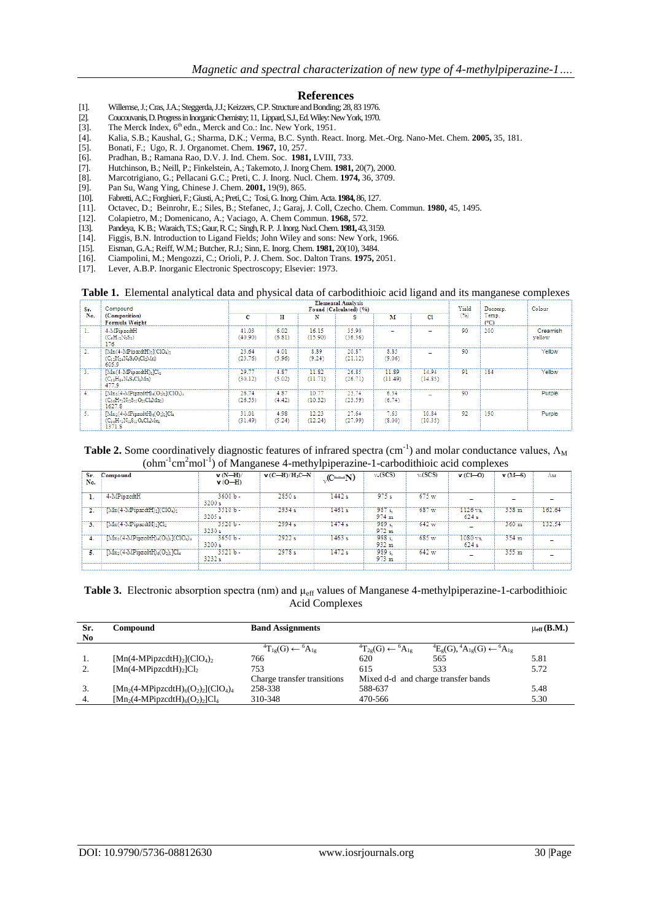## References

[1]. Willemse, J.; Cras, J.A.; Steggerda, J.J.; Keizzers, C.P. Structure and Bonding; 28, 83 1976.
[2]. Coucouvanis, D. Progress in Inorganic Chemistry; 11, Lippard, S.J., Ed. Wiley: New York, 1970.
[3]. The Merck Index, 6th edn., Merck and Co.: Inc. New York, 1951.
[4]. Kalia, S.B.; Kaushal, G.; Sharma, D.K.; Verma, B.C. Synth. React. Inorg. Met.-Org. Nano-Met. Chem. **2005,** 35, 181.
[5]. Bonati, F.; Ugo, R. J. Organomet. Chem. **1967,** 10, 257.
[6]. Pradhan, B.; Ramana Rao, D.V. J. Ind. Chem. Soc. **1981,** LVIII, 733.
[7]. Hutchinson, B.; Neill, P.; Finkelstein, A.; Takemoto, J. Inorg Chem. **1981,** 20(7), 2000.
[8]. Marcotrigiano, G.; Pellacani G.C.; Preti, C. J. Inorg. Nucl. Chem. **1974,** 36, 3709.
[9]. Pan Su, Wang Ying, Chinese J. Chem. **2001,** 19(9), 865.
[10]. Fabretti, A.C.; Forghieri, F.; Giusti, A.; Preti, C.; Tosi, G. Inorg. Chim. Acta. **1984,** 86, 127.
[11]. Octavec, D.; Beinrohr, E.; Siles, B.; Stefanec, J.; Garaj, J. Coll, Czecho. Chem. Commun. **1980,** 45, 1495.
[12]. Colapietro, M.; Domenicano, A.; Vaciago, A. Chem Commun. **1968,** 572.
[13]. Pandeya, K.B.; Waraich, T.S.; Gaur, R.C.; Singh, R.P. J. Inorg. Nucl. Chem. **1981,** 43, 3159.
[14]. Figgis, B.N. Introduction to Ligand Fields; John Wiley and sons: New York, 1966.
[15]. Eisman, G.A.; Reiff, W.M.; Butcher, R.J.; Sinn, E. Inorg. Chem. **1981,** 20(10), 3484.
[16]. Ciampolini, M.; Mengozzi, C.; Orioli, P. J. Chem. Soc. Dalton Trans. **1975,** 2051.
[17]. Lever, A.B.P. Inorganic Electronic Spectroscopy; Elsevier: 1973.

**Table 1.** Elemental analytical data and physical data of carbodithioic acid ligand and its manganese complexes

| Sr. No. | Compound (Composition) Formula Weight | Elemental Analysis Found (Calculated) (%) | | | | | | Yield (%) | Decomp. Temp. (°C) | Colour |
|---|---|---|---|---|---|---|---|---|---|---|
| | | C | H | N | S | M | Cl | | | |
| 1. | 4-MPipzcdtH ($C_6H_{12}N_2S_2$) 176 | 41.03 (40.90) | 6.02 (6.81) | 16.15 (15.90) | 35.90 (36.36) | – | – | 90 | 200 | Creamish yellow |
| 2. | $[Mn(4\text{-}MPipzcdtH)_2](ClO_4)_2$ ($C_{12}H_{24}N_4S_4O_8Cl_2Mn$) 605.9 | 23.64 (23.76) | 4.01 (3.96) | 8.89 (9.24) | 20.87 (21.12) | 8.85 (9.06) | – | 90 | | Yellow |
| 3. | $[Mn(4\text{-}MPipzcdtH)_2]Cl_2$ ($C_{12}H_{24}N_4S_4Cl_2Mn$) 477.9 | 29.77 (30.12) | 4.87 (5.02) | 11.82 (11.71) | 26.85 (26.71) | 11.89 (11.49) | 14.94 (14.85) | 91 | 184 | Yellow |
| 4. | $[Mn_2(4\text{-}MPipzcdtH)_6(O_2)_2](ClO_4)_4$ ($C_{36}H_{72}N_{12}S_{12}O_{20}Cl_4Mn_2$) 1627.8 | 26.74 (26.53) | 4.87 (4.42) | 10.77 (10.32) | 23.74 (23.59) | 6.34 (6.74) | – | 90 | | Purple |
| 5. | $[Mn_2(4\text{-}MPipzcdtH)_6(O_2)_2]Cl_4$ ($C_{36}H_{72}N_{12}S_{12}O_4Cl_4Mn_2$) 1371.8 | 31.01 (31.49) | 4.98 (5.24) | 12.23 (12.24) | 27.64 (27.99) | 7.63 (8.00) | 10.84 (10.35) | 92 | 190 | Purple |

**Table 2.** Some coordinatively diagnostic features of infrared spectra ($cm^{-1}$) and molar conductance values, $\Lambda_M$ ($ohm^{-1}cm^2mol^{-1}$) of Manganese 4-methylpiperazine-1-carbodithioic acid complexes

| Sr. No. | Compound | ν (N—H)/ ν (O—H) | ν (C—H)/ $H_3C$—N | ν(C⎓N) | $\nu_a$(SCS) | $\nu_s$(SCS) | ν (Cl—O) | ν (M—S) | $\Lambda_M$ |
|---|---|---|---|---|---|---|---|---|---|
| 1. | 4-MPipzcdtH | 3600 b - 3200 s | 2850 s | 1442 s | 975 s | 675 w | – | – | – |
| 2. | $[Mn(4\text{-}MPipzcdtH)_2](ClO_4)_2$ | 3510 b - 3205 s | 2934 s | 1461 s | 987 s, 974 m | 687 w | 1126 vs, 624 s | 338 m | 162.64 |
| 3. | $[Mn(4\text{-}MPipzcdtH)_2]Cl_2$ | 3520 b - 3230 s | 2994 s | 1474 s | 989 s, 972 m | 642 w | – | 360 m | 132.54 |
| 4. | $[Mn_2(4\text{-}MPipzcdtH)_6(O_2)_2](ClO_4)_4$ | 3650 b - 3200 s | 2922 s | 1463 s | 998 s, 932 m | 685 w | 1080 vs, 624 s | 354 m | – |
| 5. | $[Mn_2(4\text{-}MPipzcdtH)_6(O_2)_2]Cl_4$ | 3521 b - 3232 s | 2978 s | 1472 s | 989 s, 973 m | 642 w | – | 355 m | – |

**Table 3.** Electronic absorption spectra (nm) and $\mu_{eff}$ values of Manganese 4-methylpiperazine-1-carbodithioic Acid Complexes

| Sr. No | Compound | Band Assignments | | | $\mu_{eff}$ (B.M.) |
|---|---|---|---|---|---|
| | | ${}^4T_{1g}(G) \leftarrow {}^6A_{1g}$ | ${}^4T_{2g}(G) \leftarrow {}^6A_{1g}$ | ${}^4E_g(G), {}^4A_{1g}(G) \leftarrow {}^6A_{1g}$ | |
| 1. | $[Mn(4\text{-}MPipzcdtH)_2](ClO_4)_2$ | 766 | 620 | 565 | 5.81 |
| 2. | $[Mn(4\text{-}MPipzcdtH)_2]Cl_2$ | 753 | 615 | 533 | 5.72 |
| | | Charge transfer transitions | Mixed d-d and charge transfer bands | | |
| 3. | $[Mn_2(4\text{-}MPipzcdtH)_6(O_2)_2](ClO_4)_4$ | 258-338 | 588-637 | | 5.48 |
| 4. | $[Mn_2(4\text{-}MPipzcdtH)_6(O_2)_2]Cl_4$ | 310-348 | 470-566 | | 5.30 |